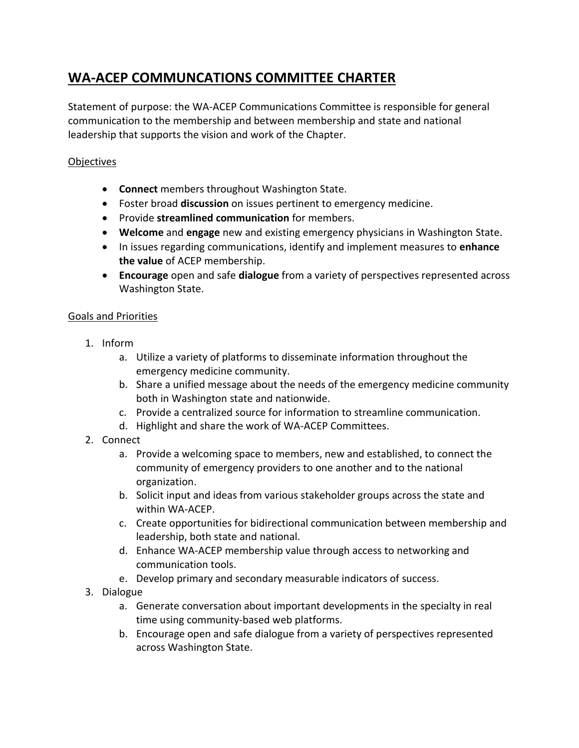# WA-ACEP COMMUNCATIONS COMMITTEE CHARTER

Statement of purpose: the WA-ACEP Communications Committee is responsible for general communication to the membership and between membership and state and national leadership that supports the vision and work of the Chapter.

Objectives

- **Connect** members throughout Washington State.
- Foster broad **discussion** on issues pertinent to emergency medicine.
- Provide **streamlined communication** for members.
- **Welcome** and **engage** new and existing emergency physicians in Washington State.
- In issues regarding communications, identify and implement measures to **enhance the value** of ACEP membership.
- **Encourage** open and safe **dialogue** from a variety of perspectives represented across Washington State.

Goals and Priorities

1. Inform
    a. Utilize a variety of platforms to disseminate information throughout the emergency medicine community.
    b. Share a unified message about the needs of the emergency medicine community both in Washington state and nationwide.
    c. Provide a centralized source for information to streamline communication.
    d. Highlight and share the work of WA-ACEP Committees.
2. Connect
    a. Provide a welcoming space to members, new and established, to connect the community of emergency providers to one another and to the national organization.
    b. Solicit input and ideas from various stakeholder groups across the state and within WA-ACEP.
    c. Create opportunities for bidirectional communication between membership and leadership, both state and national.
    d. Enhance WA-ACEP membership value through access to networking and communication tools.
    e. Develop primary and secondary measurable indicators of success.
3. Dialogue
    a. Generate conversation about important developments in the specialty in real time using community-based web platforms.
    b. Encourage open and safe dialogue from a variety of perspectives represented across Washington State.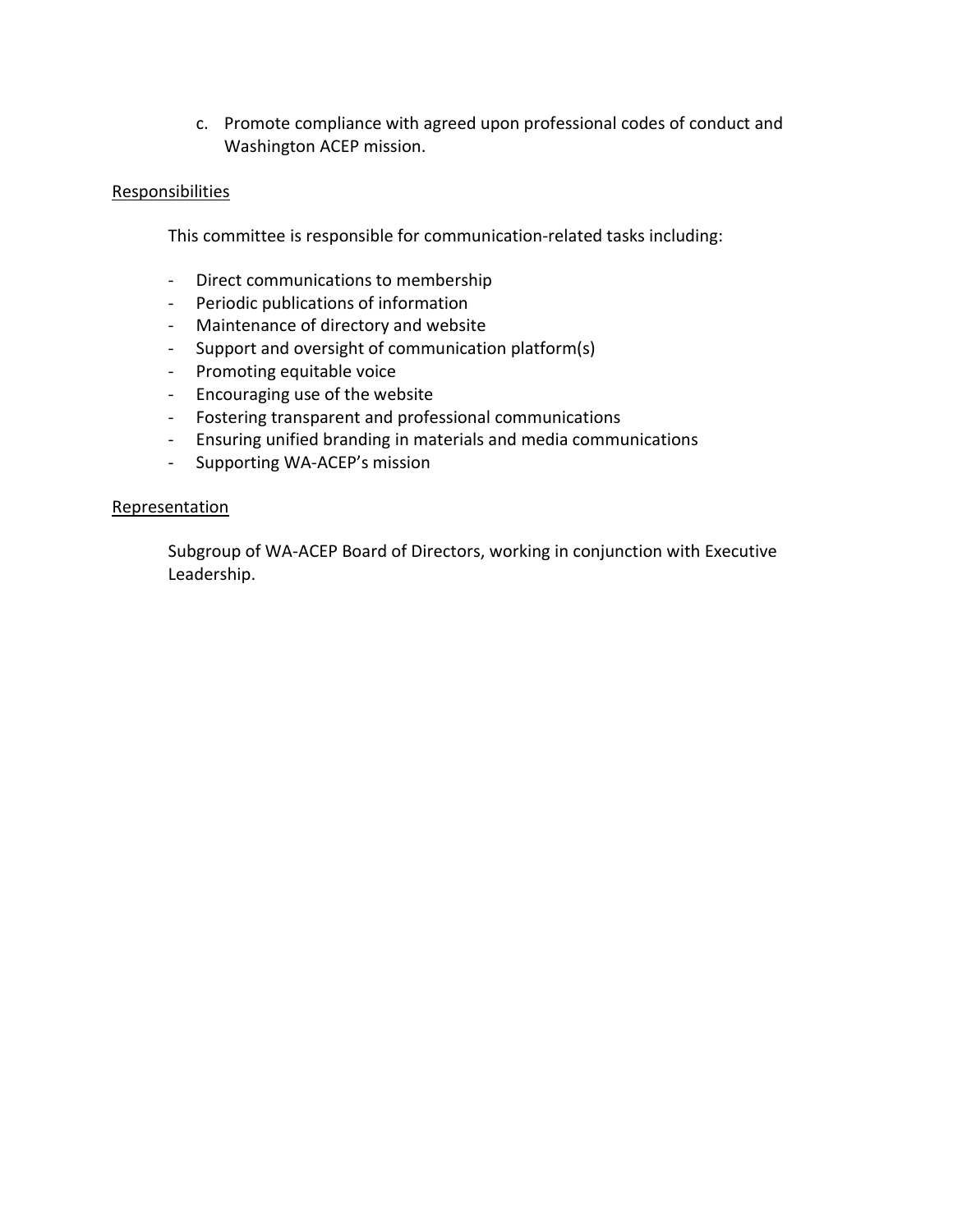c. Promote compliance with agreed upon professional codes of conduct and Washington ACEP mission.

Responsibilities

This committee is responsible for communication-related tasks including:

- Direct communications to membership
- Periodic publications of information
- Maintenance of directory and website
- Support and oversight of communication platform(s)
- Promoting equitable voice
- Encouraging use of the website
- Fostering transparent and professional communications
- Ensuring unified branding in materials and media communications
- Supporting WA-ACEP's mission

Representation

Subgroup of WA-ACEP Board of Directors, working in conjunction with Executive Leadership.